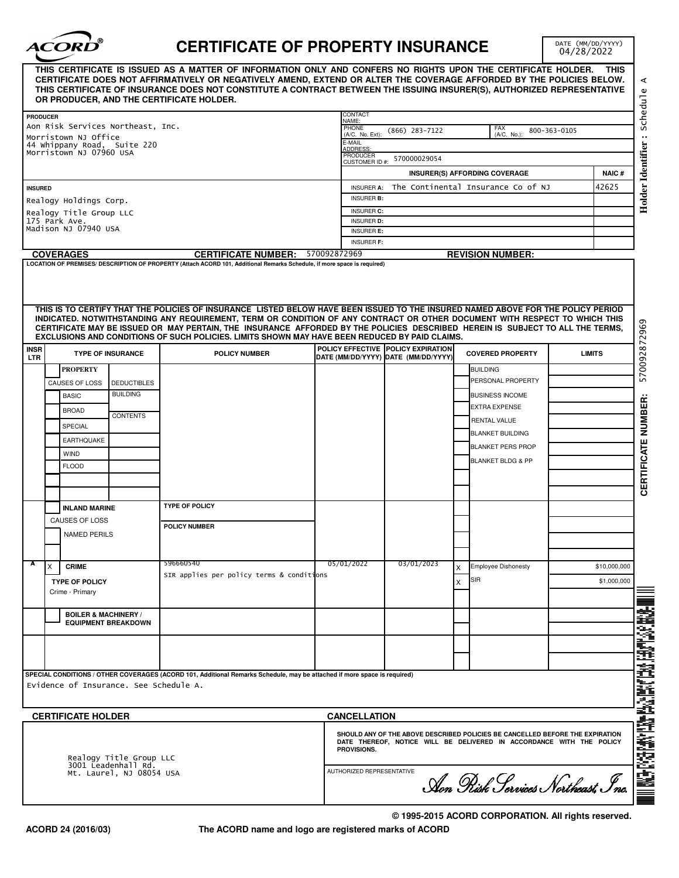# CERTIFICATE OF PROPERTY INSURANCE

DATE (MM/DD/YYYY) 04/28/2022

**THIS CERTIFICATE IS ISSUED AS A MATTER OF INFORMATION ONLY AND CONFERS NO RIGHTS UPON THE CERTIFICATE HOLDER. THIS CERTIFICATE DOES NOT AFFIRMATIVELY OR NEGATIVELY AMEND, EXTEND OR ALTER THE COVERAGE AFFORDED BY THE POLICIES BELOW. THIS CERTIFICATE OF INSURANCE DOES NOT CONSTITUTE A CONTRACT BETWEEN THE ISSUING INSURER(S), AUTHORIZED REPRESENTATIVE OR PRODUCER, AND THE CERTIFICATE HOLDER.**

**PRODUCER**
Aon Risk Services Northeast, Inc.
Morristown NJ Office
44 Whippany Road, Suite 220
Morristown NJ 07960 USA

CONTACT NAME:
PHONE (A/C. No. Ext): (866) 283-7122
FAX (A/C. No.): 800-363-0105
E-MAIL ADDRESS:
PRODUCER CUSTOMER ID #: 570000029054

**INSURED**
Realogy Holdings Corp.
Realogy Title Group LLC
175 Park Ave.
Madison NJ 07940 USA

| INSURER(S) AFFORDING COVERAGE | | NAIC # |
|---|---|---|
| INSURER A: | The Continental Insurance Co of NJ | 42625 |
| INSURER B: | | |
| INSURER C: | | |
| INSURER D: | | |
| INSURER E: | | |
| INSURER F: | | |

**COVERAGES** **CERTIFICATE NUMBER:** 570092872969 **REVISION NUMBER:**

**LOCATION OF PREMISES/ DESCRIPTION OF PROPERTY** (Attach ACORD 101, Additional Remarks Schedule, if more space is required)

**THIS IS TO CERTIFY THAT THE POLICIES OF INSURANCE LISTED BELOW HAVE BEEN ISSUED TO THE INSURED NAMED ABOVE FOR THE POLICY PERIOD INDICATED. NOTWITHSTANDING ANY REQUIREMENT, TERM OR CONDITION OF ANY CONTRACT OR OTHER DOCUMENT WITH RESPECT TO WHICH THIS CERTIFICATE MAY BE ISSUED OR MAY PERTAIN, THE INSURANCE AFFORDED BY THE POLICIES DESCRIBED HEREIN IS SUBJECT TO ALL THE TERMS, EXCLUSIONS AND CONDITIONS OF SUCH POLICIES. LIMITS SHOWN MAY HAVE BEEN REDUCED BY PAID CLAIMS.**

| INSR LTR | TYPE OF INSURANCE | POLICY NUMBER | POLICY EFFECTIVE DATE (MM/DD/YYYY) | POLICY EXPIRATION DATE (MM/DD/YYYY) | | COVERED PROPERTY | LIMITS |
|---|---|---|---|---|---|---|---|
| | PROPERTY<br>CAUSES OF LOSS: BASIC, BROAD, SPECIAL, EARTHQUAKE, WIND, FLOOD<br>DEDUCTIBLES: BUILDING, CONTENTS | | | | | BUILDING<br>PERSONAL PROPERTY<br>BUSINESS INCOME<br>EXTRA EXPENSE<br>RENTAL VALUE<br>BLANKET BUILDING<br>BLANKET PERS PROP<br>BLANKET BLDG & PP | |
| | INLAND MARINE<br>CAUSES OF LOSS<br>NAMED PERILS | TYPE OF POLICY<br>POLICY NUMBER | | | | | |
| A | X CRIME<br>TYPE OF POLICY<br>Crime - Primary | 596660540<br>SIR applies per policy terms & conditions | 05/01/2022 | 03/01/2023 | X | Employee Dishonesty | $10,000,000 |
| | | | | | X | SIR | $1,000,000 |
| | BOILER & MACHINERY / EQUIPMENT BREAKDOWN | | | | | | |

**SPECIAL CONDITIONS / OTHER COVERAGES** (ACORD 101, Additional Remarks Schedule, may be attached if more space is required)
Evidence of Insurance. See Schedule A.

**CERTIFICATE HOLDER**
Realogy Title Group LLC
3001 Leadenhall Rd.
Mt. Laurel, NJ 08054 USA

**CANCELLATION**
SHOULD ANY OF THE ABOVE DESCRIBED POLICIES BE CANCELLED BEFORE THE EXPIRATION DATE THEREOF, NOTICE WILL BE DELIVERED IN ACCORDANCE WITH THE POLICY PROVISIONS.

AUTHORIZED REPRESENTATIVE
*Aon Risk Services Northeast, Inc.*

© 1995-2015 ACORD CORPORATION. All rights reserved.

ACORD 24 (2016/03) The ACORD name and logo are registered marks of ACORD

Holder Identifier : Schedule A
CERTIFICATE NUMBER: 570092872969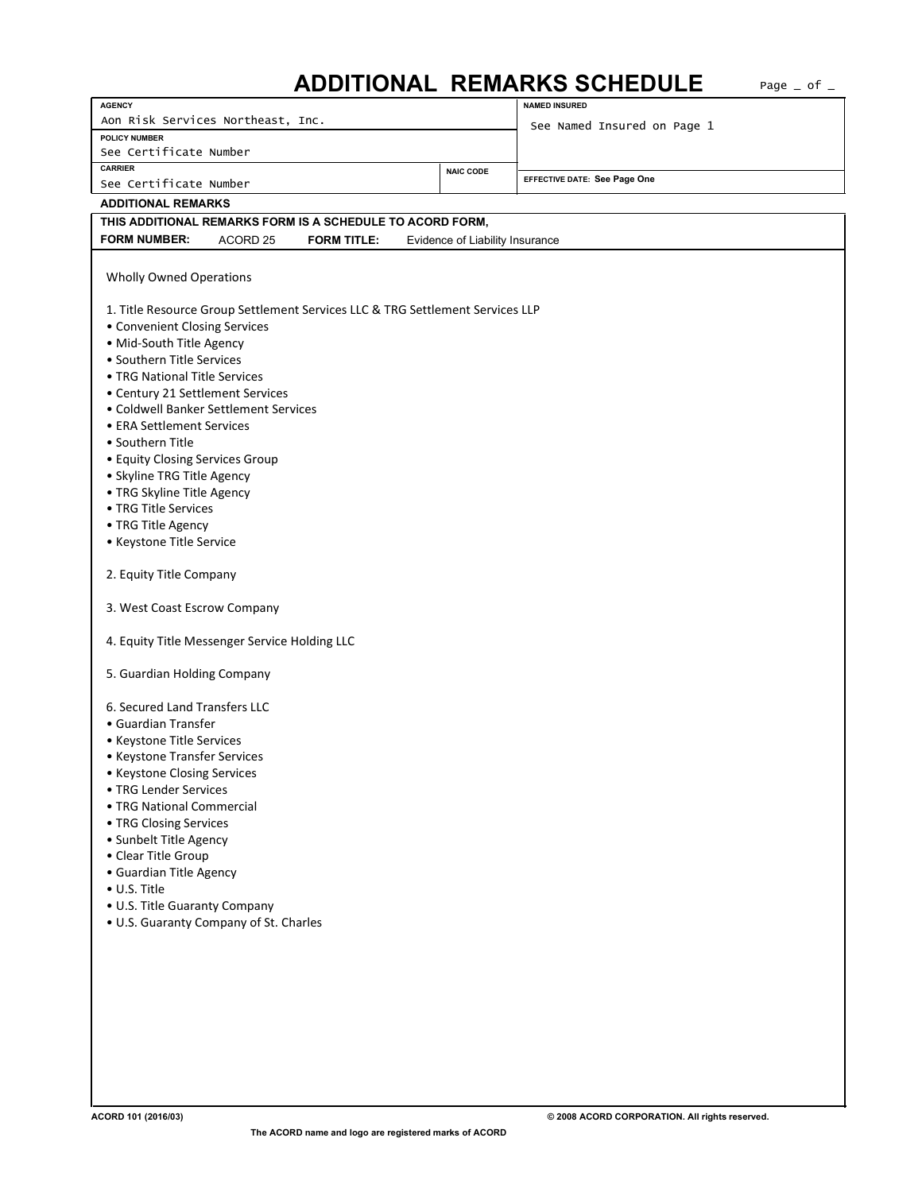# ADDITIONAL REMARKS SCHEDULE

| AGENCY | | NAMED INSURED |
|---|---|---|
| Aon Risk Services Northeast, Inc. | | See Named Insured on Page 1 |
| POLICY NUMBER | | |
| See Certificate Number | | |
| CARRIER | NAIC CODE | EFFECTIVE DATE: See Page One |
| See Certificate Number | | |

**ADDITIONAL REMARKS**

**THIS ADDITIONAL REMARKS FORM IS A SCHEDULE TO ACORD FORM,**

**FORM NUMBER:** ACORD 25 **FORM TITLE:** Evidence of Liability Insurance

Wholly Owned Operations

1. Title Resource Group Settlement Services LLC & TRG Settlement Services LLP
   - Convenient Closing Services
   - Mid-South Title Agency
   - Southern Title Services
   - TRG National Title Services
   - Century 21 Settlement Services
   - Coldwell Banker Settlement Services
   - ERA Settlement Services
   - Southern Title
   - Equity Closing Services Group
   - Skyline TRG Title Agency
   - TRG Skyline Title Agency
   - TRG Title Services
   - TRG Title Agency
   - Keystone Title Service

2. Equity Title Company

3. West Coast Escrow Company

4. Equity Title Messenger Service Holding LLC

5. Guardian Holding Company

6. Secured Land Transfers LLC
   - Guardian Transfer
   - Keystone Title Services
   - Keystone Transfer Services
   - Keystone Closing Services
   - TRG Lender Services
   - TRG National Commercial
   - TRG Closing Services
   - Sunbelt Title Agency
   - Clear Title Group
   - Guardian Title Agency
   - U.S. Title
   - U.S. Title Guaranty Company
   - U.S. Guaranty Company of St. Charles

ACORD 101 (2016/03) © 2008 ACORD CORPORATION. All rights reserved.

The ACORD name and logo are registered marks of ACORD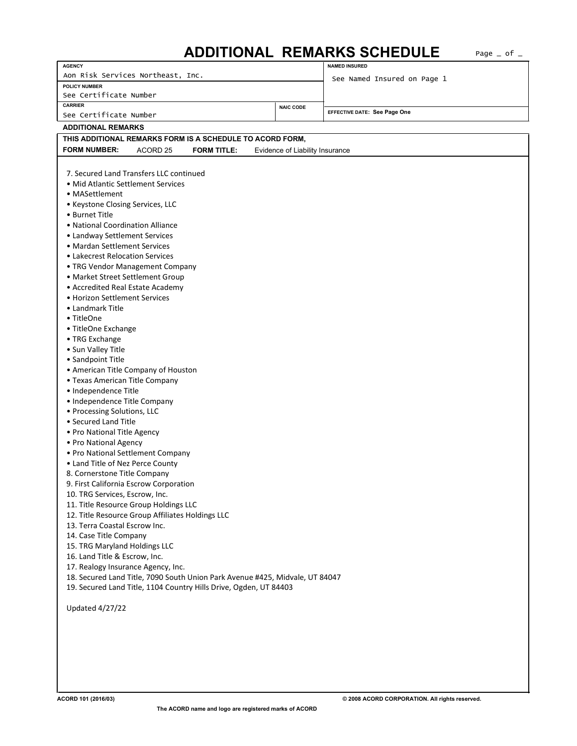# ADDITIONAL REMARKS SCHEDULE

| AGENCY | | NAMED INSURED |
| --- | --- | --- |
| Aon Risk Services Northeast, Inc. | | See Named Insured on Page 1 |
| POLICY NUMBER | | |
| See Certificate Number | | |
| CARRIER | NAIC CODE | EFFECTIVE DATE: See Page One |
| See Certificate Number | | |

**ADDITIONAL REMARKS**

**THIS ADDITIONAL REMARKS FORM IS A SCHEDULE TO ACORD FORM,**

**FORM NUMBER:** ACORD 25 **FORM TITLE:** Evidence of Liability Insurance

7. Secured Land Transfers LLC continued
- Mid Atlantic Settlement Services
- MASettlement
- Keystone Closing Services, LLC
- Burnet Title
- National Coordination Alliance
- Landway Settlement Services
- Mardan Settlement Services
- Lakecrest Relocation Services
- TRG Vendor Management Company
- Market Street Settlement Group
- Accredited Real Estate Academy
- Horizon Settlement Services
- Landmark Title
- TitleOne
- TitleOne Exchange
- TRG Exchange
- Sun Valley Title
- Sandpoint Title
- American Title Company of Houston
- Texas American Title Company
- Independence Title
- Independence Title Company
- Processing Solutions, LLC
- Secured Land Title
- Pro National Title Agency
- Pro National Agency
- Pro National Settlement Company
- Land Title of Nez Perce County

8. Cornerstone Title Company
9. First California Escrow Corporation
10. TRG Services, Escrow, Inc.
11. Title Resource Group Holdings LLC
12. Title Resource Group Affiliates Holdings LLC
13. Terra Coastal Escrow Inc.
14. Case Title Company
15. TRG Maryland Holdings LLC
16. Land Title & Escrow, Inc.
17. Realogy Insurance Agency, Inc.
18. Secured Land Title, 7090 South Union Park Avenue #425, Midvale, UT 84047
19. Secured Land Title, 1104 Country Hills Drive, Ogden, UT 84403

Updated 4/27/22

ACORD 101 (2016/03) © 2008 ACORD CORPORATION. All rights reserved.

The ACORD name and logo are registered marks of ACORD